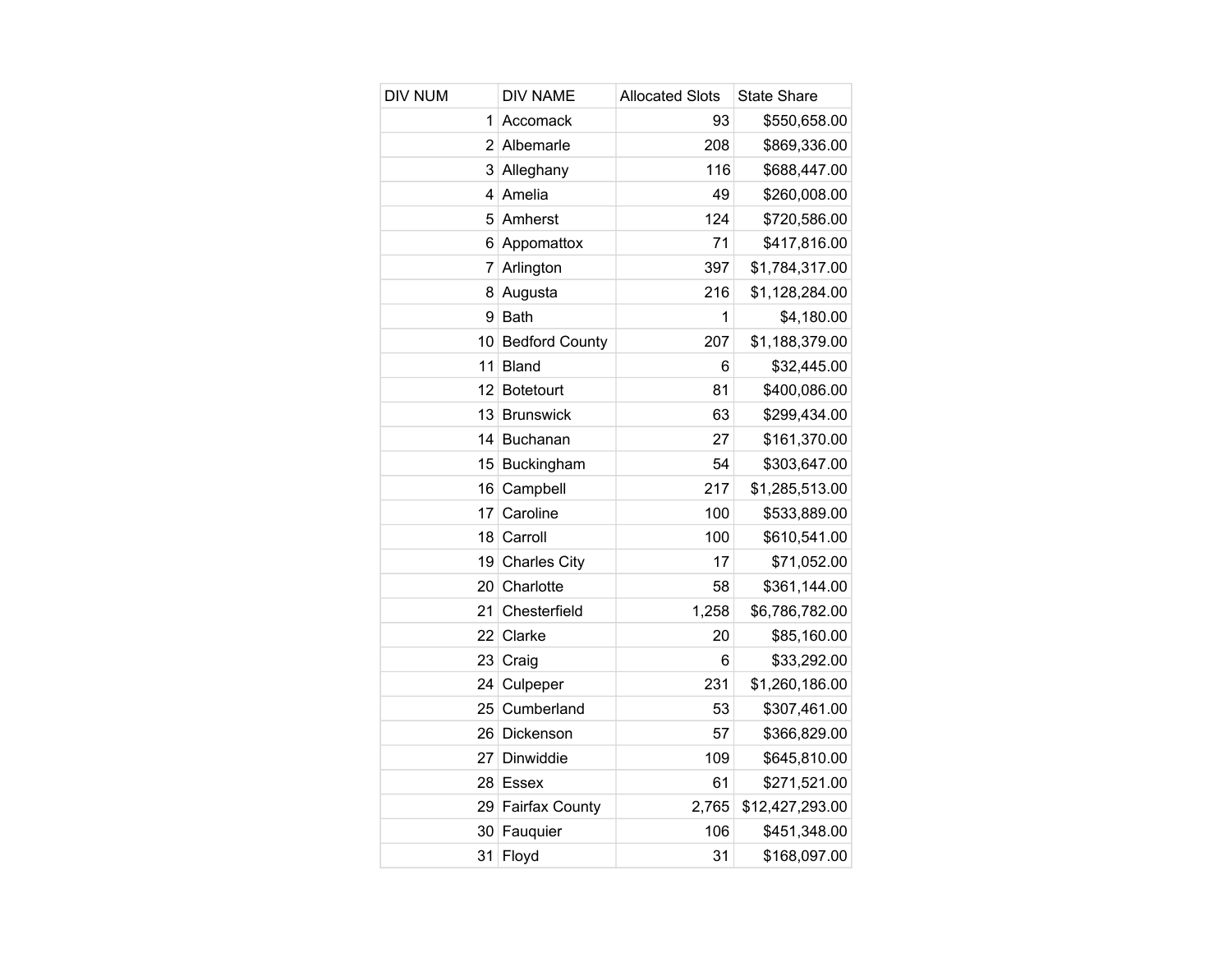| DIV NUM | DIV NAME | Allocated Slots | State Share |
|---|---|---|---|
| 1 | Accomack | 93 | $550,658.00 |
| 2 | Albemarle | 208 | $869,336.00 |
| 3 | Alleghany | 116 | $688,447.00 |
| 4 | Amelia | 49 | $260,008.00 |
| 5 | Amherst | 124 | $720,586.00 |
| 6 | Appomattox | 71 | $417,816.00 |
| 7 | Arlington | 397 | $1,784,317.00 |
| 8 | Augusta | 216 | $1,128,284.00 |
| 9 | Bath | 1 | $4,180.00 |
| 10 | Bedford County | 207 | $1,188,379.00 |
| 11 | Bland | 6 | $32,445.00 |
| 12 | Botetourt | 81 | $400,086.00 |
| 13 | Brunswick | 63 | $299,434.00 |
| 14 | Buchanan | 27 | $161,370.00 |
| 15 | Buckingham | 54 | $303,647.00 |
| 16 | Campbell | 217 | $1,285,513.00 |
| 17 | Caroline | 100 | $533,889.00 |
| 18 | Carroll | 100 | $610,541.00 |
| 19 | Charles City | 17 | $71,052.00 |
| 20 | Charlotte | 58 | $361,144.00 |
| 21 | Chesterfield | 1,258 | $6,786,782.00 |
| 22 | Clarke | 20 | $85,160.00 |
| 23 | Craig | 6 | $33,292.00 |
| 24 | Culpeper | 231 | $1,260,186.00 |
| 25 | Cumberland | 53 | $307,461.00 |
| 26 | Dickenson | 57 | $366,829.00 |
| 27 | Dinwiddie | 109 | $645,810.00 |
| 28 | Essex | 61 | $271,521.00 |
| 29 | Fairfax County | 2,765 | $12,427,293.00 |
| 30 | Fauquier | 106 | $451,348.00 |
| 31 | Floyd | 31 | $168,097.00 |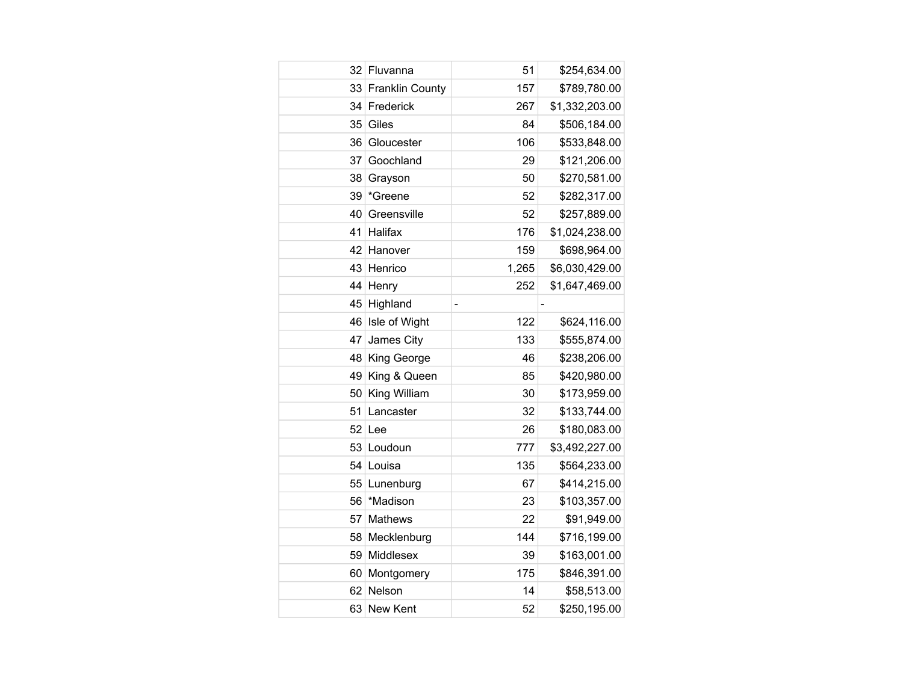| | | | |
|---|---|---|---|
| 32 | Fluvanna | 51 | $254,634.00 |
| 33 | Franklin County | 157 | $789,780.00 |
| 34 | Frederick | 267 | $1,332,203.00 |
| 35 | Giles | 84 | $506,184.00 |
| 36 | Gloucester | 106 | $533,848.00 |
| 37 | Goochland | 29 | $121,206.00 |
| 38 | Grayson | 50 | $270,581.00 |
| 39 | *Greene | 52 | $282,317.00 |
| 40 | Greensville | 52 | $257,889.00 |
| 41 | Halifax | 176 | $1,024,238.00 |
| 42 | Hanover | 159 | $698,964.00 |
| 43 | Henrico | 1,265 | $6,030,429.00 |
| 44 | Henry | 252 | $1,647,469.00 |
| 45 | Highland | - | - |
| 46 | Isle of Wight | 122 | $624,116.00 |
| 47 | James City | 133 | $555,874.00 |
| 48 | King George | 46 | $238,206.00 |
| 49 | King & Queen | 85 | $420,980.00 |
| 50 | King William | 30 | $173,959.00 |
| 51 | Lancaster | 32 | $133,744.00 |
| 52 | Lee | 26 | $180,083.00 |
| 53 | Loudoun | 777 | $3,492,227.00 |
| 54 | Louisa | 135 | $564,233.00 |
| 55 | Lunenburg | 67 | $414,215.00 |
| 56 | *Madison | 23 | $103,357.00 |
| 57 | Mathews | 22 | $91,949.00 |
| 58 | Mecklenburg | 144 | $716,199.00 |
| 59 | Middlesex | 39 | $163,001.00 |
| 60 | Montgomery | 175 | $846,391.00 |
| 62 | Nelson | 14 | $58,513.00 |
| 63 | New Kent | 52 | $250,195.00 |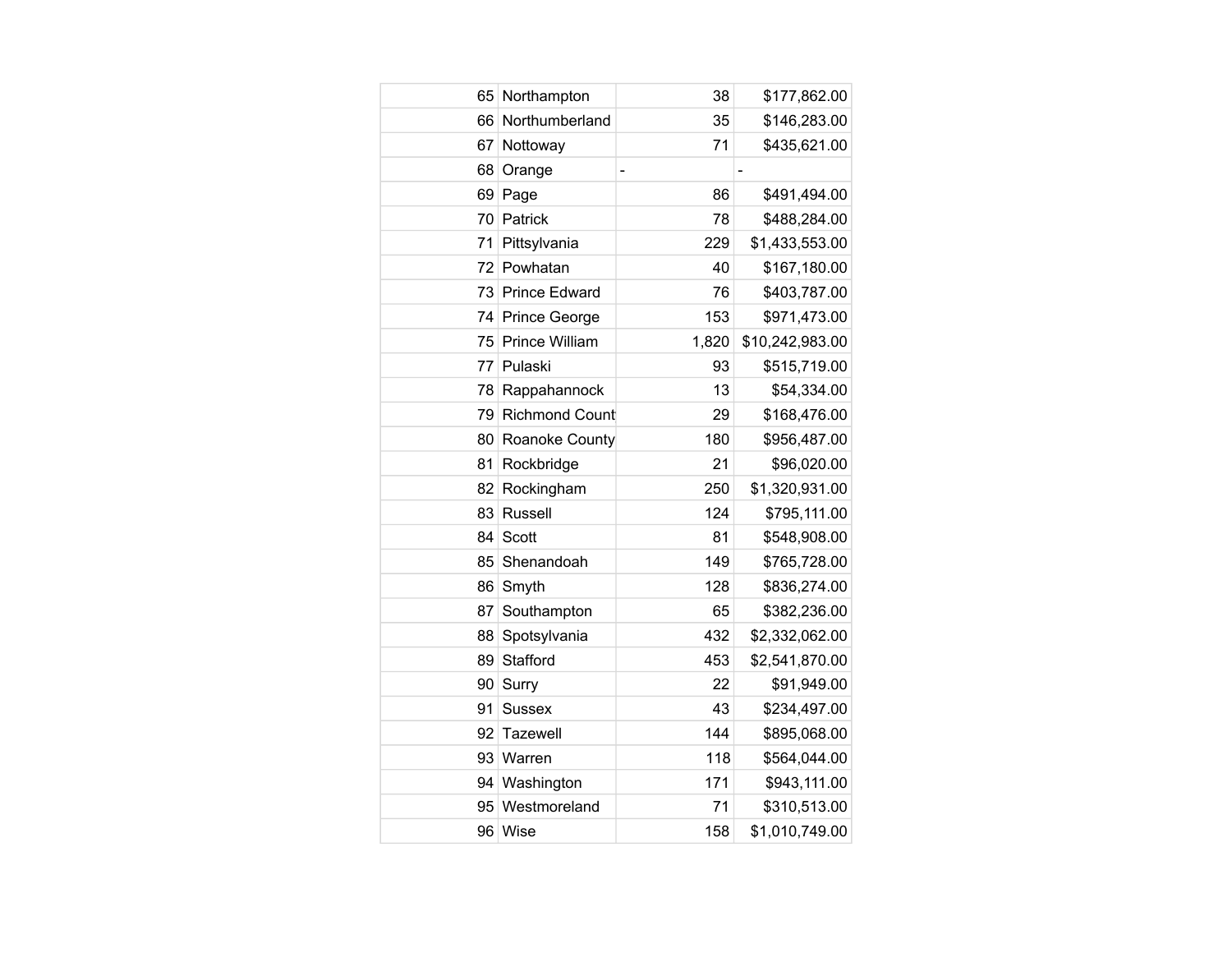| | | | |
|---|---|---|---|
| 65 | Northampton | 38 | $177,862.00 |
| 66 | Northumberland | 35 | $146,283.00 |
| 67 | Nottoway | 71 | $435,621.00 |
| 68 | Orange | - | - |
| 69 | Page | 86 | $491,494.00 |
| 70 | Patrick | 78 | $488,284.00 |
| 71 | Pittsylvania | 229 | $1,433,553.00 |
| 72 | Powhatan | 40 | $167,180.00 |
| 73 | Prince Edward | 76 | $403,787.00 |
| 74 | Prince George | 153 | $971,473.00 |
| 75 | Prince William | 1,820 | $10,242,983.00 |
| 77 | Pulaski | 93 | $515,719.00 |
| 78 | Rappahannock | 13 | $54,334.00 |
| 79 | Richmond Count | 29 | $168,476.00 |
| 80 | Roanoke County | 180 | $956,487.00 |
| 81 | Rockbridge | 21 | $96,020.00 |
| 82 | Rockingham | 250 | $1,320,931.00 |
| 83 | Russell | 124 | $795,111.00 |
| 84 | Scott | 81 | $548,908.00 |
| 85 | Shenandoah | 149 | $765,728.00 |
| 86 | Smyth | 128 | $836,274.00 |
| 87 | Southampton | 65 | $382,236.00 |
| 88 | Spotsylvania | 432 | $2,332,062.00 |
| 89 | Stafford | 453 | $2,541,870.00 |
| 90 | Surry | 22 | $91,949.00 |
| 91 | Sussex | 43 | $234,497.00 |
| 92 | Tazewell | 144 | $895,068.00 |
| 93 | Warren | 118 | $564,044.00 |
| 94 | Washington | 171 | $943,111.00 |
| 95 | Westmoreland | 71 | $310,513.00 |
| 96 | Wise | 158 | $1,010,749.00 |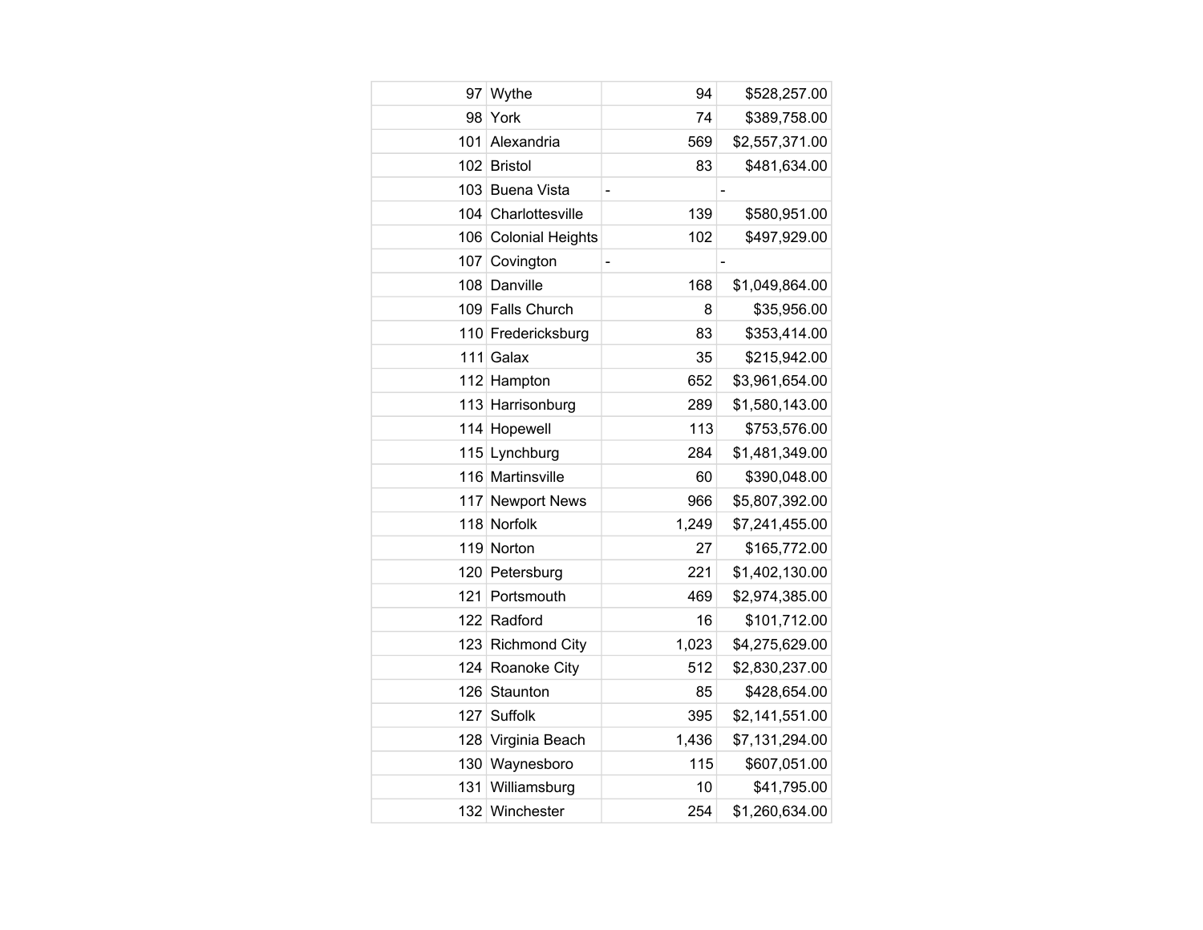| | | | |
|---|---|---|---|
| 97 | Wythe | 94 | $528,257.00 |
| 98 | York | 74 | $389,758.00 |
| 101 | Alexandria | 569 | $2,557,371.00 |
| 102 | Bristol | 83 | $481,634.00 |
| 103 | Buena Vista | - | - |
| 104 | Charlottesville | 139 | $580,951.00 |
| 106 | Colonial Heights | 102 | $497,929.00 |
| 107 | Covington | - | - |
| 108 | Danville | 168 | $1,049,864.00 |
| 109 | Falls Church | 8 | $35,956.00 |
| 110 | Fredericksburg | 83 | $353,414.00 |
| 111 | Galax | 35 | $215,942.00 |
| 112 | Hampton | 652 | $3,961,654.00 |
| 113 | Harrisonburg | 289 | $1,580,143.00 |
| 114 | Hopewell | 113 | $753,576.00 |
| 115 | Lynchburg | 284 | $1,481,349.00 |
| 116 | Martinsville | 60 | $390,048.00 |
| 117 | Newport News | 966 | $5,807,392.00 |
| 118 | Norfolk | 1,249 | $7,241,455.00 |
| 119 | Norton | 27 | $165,772.00 |
| 120 | Petersburg | 221 | $1,402,130.00 |
| 121 | Portsmouth | 469 | $2,974,385.00 |
| 122 | Radford | 16 | $101,712.00 |
| 123 | Richmond City | 1,023 | $4,275,629.00 |
| 124 | Roanoke City | 512 | $2,830,237.00 |
| 126 | Staunton | 85 | $428,654.00 |
| 127 | Suffolk | 395 | $2,141,551.00 |
| 128 | Virginia Beach | 1,436 | $7,131,294.00 |
| 130 | Waynesboro | 115 | $607,051.00 |
| 131 | Williamsburg | 10 | $41,795.00 |
| 132 | Winchester | 254 | $1,260,634.00 |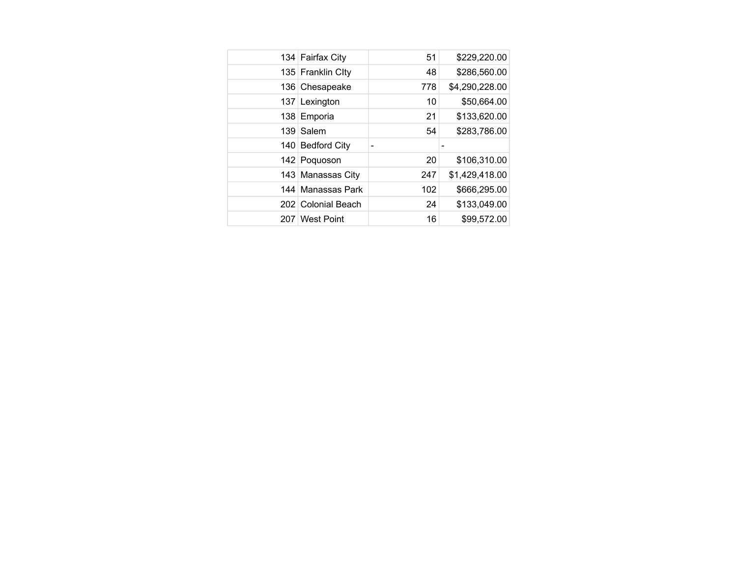| | | | |
|---|---|---|---|
| 134 | Fairfax City | 51 | $229,220.00 |
| 135 | Franklin CIty | 48 | $286,560.00 |
| 136 | Chesapeake | 778 | $4,290,228.00 |
| 137 | Lexington | 10 | $50,664.00 |
| 138 | Emporia | 21 | $133,620.00 |
| 139 | Salem | 54 | $283,786.00 |
| 140 | Bedford City | - | - |
| 142 | Poquoson | 20 | $106,310.00 |
| 143 | Manassas City | 247 | $1,429,418.00 |
| 144 | Manassas Park | 102 | $666,295.00 |
| 202 | Colonial Beach | 24 | $133,049.00 |
| 207 | West Point | 16 | $99,572.00 |